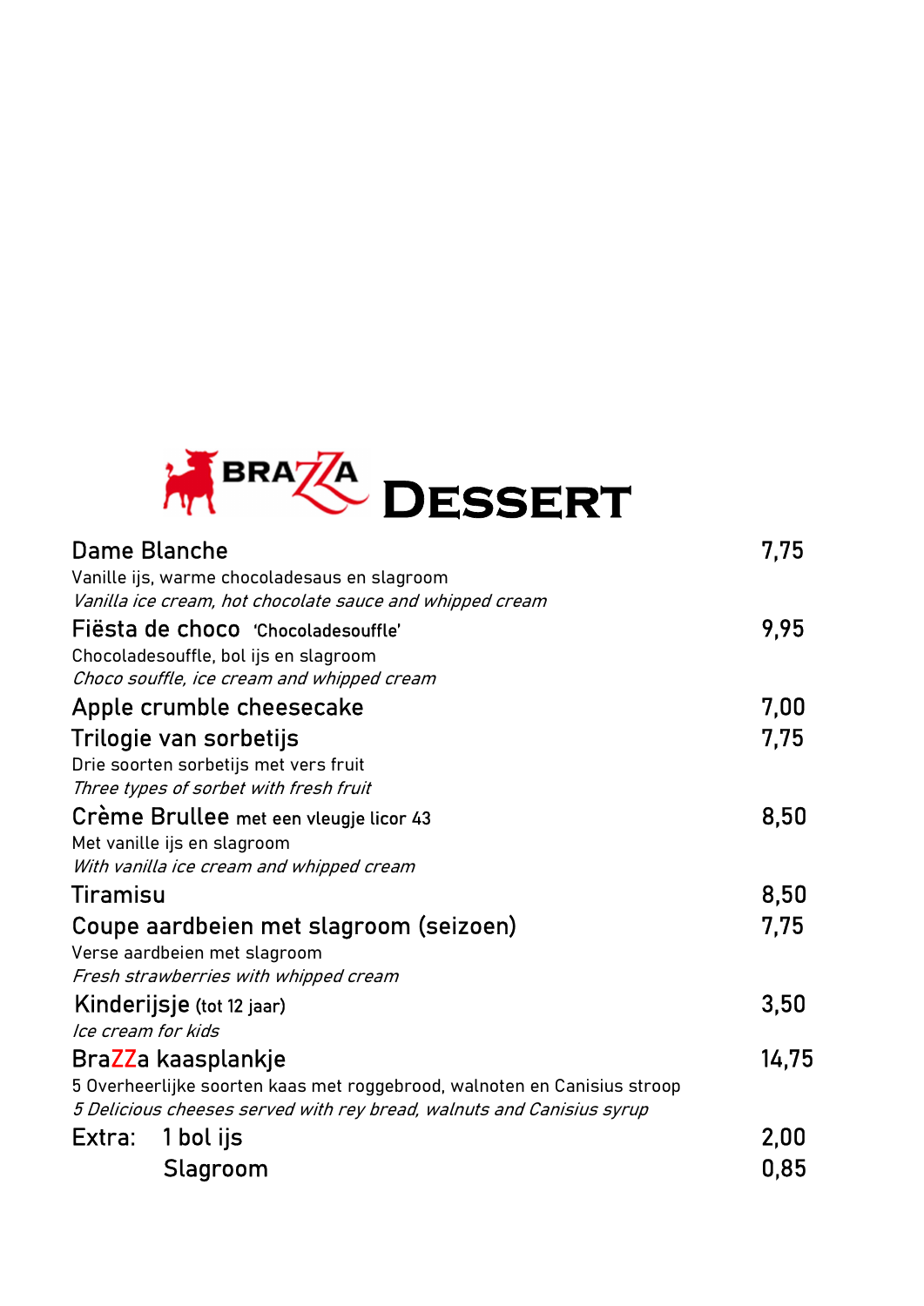# BRAZZA Dessert

| | |
|---|---|
| **Dame Blanche**<br>Vanille ijs, warme chocoladesaus en slagroom<br>*Vanilla ice cream, hot chocolate sauce and whipped cream* | 7,75 |
| **Fiësta de choco** 'Chocoladesouffle'<br>Chocoladesouffle, bol ijs en slagroom<br>*Choco souffle, ice cream and whipped cream* | 9,95 |
| **Apple crumble cheesecake** | 7,00 |
| **Trilogie van sorbetijs**<br>Drie soorten sorbetijs met vers fruit<br>*Three types of sorbet with fresh fruit* | 7,75 |
| **Crème Brullee** met een vleugje licor 43<br>Met vanille ijs en slagroom<br>*With vanilla ice cream and whipped cream* | 8,50 |
| **Tiramisu** | 8,50 |
| **Coupe aardbeien met slagroom (seizoen)**<br>Verse aardbeien met slagroom<br>*Fresh strawberries with whipped cream* | 7,75 |
| **Kinderijsje** (tot 12 jaar)<br>*Ice cream for kids* | 3,50 |
| **BraZZa kaasplankje**<br>5 Overheerlijke soorten kaas met roggebrood, walnoten en Canisius stroop<br>*5 Delicious cheeses served with rey bread, walnuts and Canisius syrup* | 14,75 |
| **Extra:** 1 bol ijs | 2,00 |
| Slagroom | 0,85 |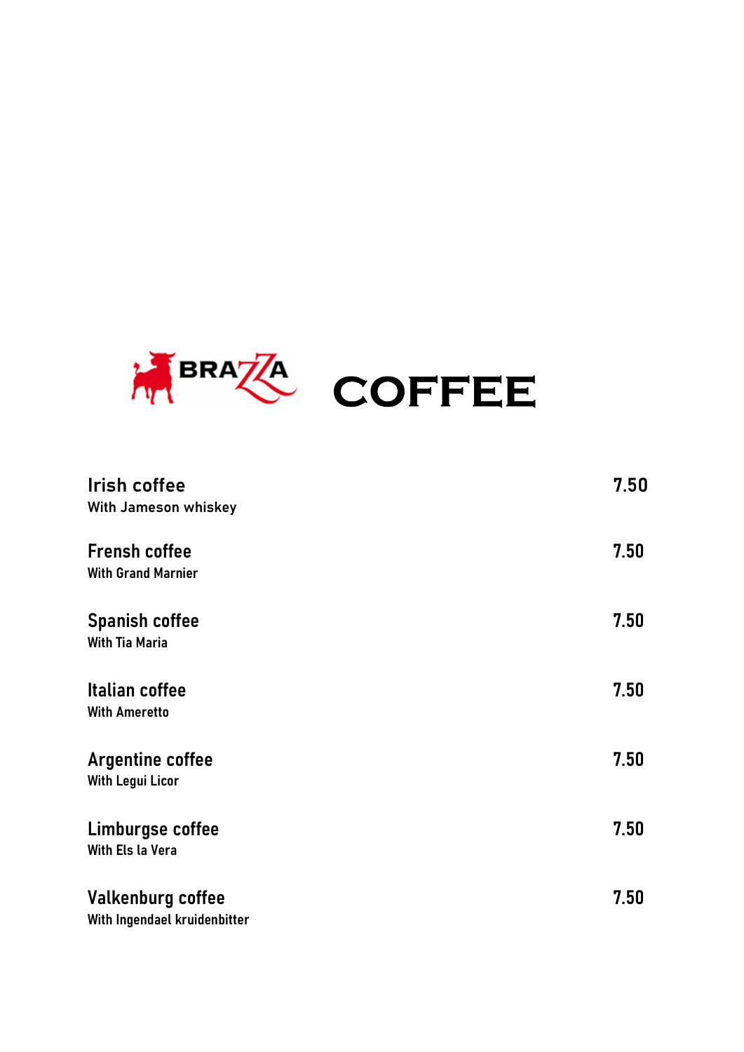# BRAZZA COFFEE

| Item | Price |
| --- | --- |
| **Irish coffee**<br>With Jameson whiskey | 7.50 |
| **Frensh coffee**<br>With Grand Marnier | 7.50 |
| **Spanish coffee**<br>With Tia Maria | 7.50 |
| **Italian coffee**<br>With Ameretto | 7.50 |
| **Argentine coffee**<br>With Legui Licor | 7.50 |
| **Limburgse coffee**<br>With Els la Vera | 7.50 |
| **Valkenburg coffee**<br>With Ingendael kruidenbitter | 7.50 |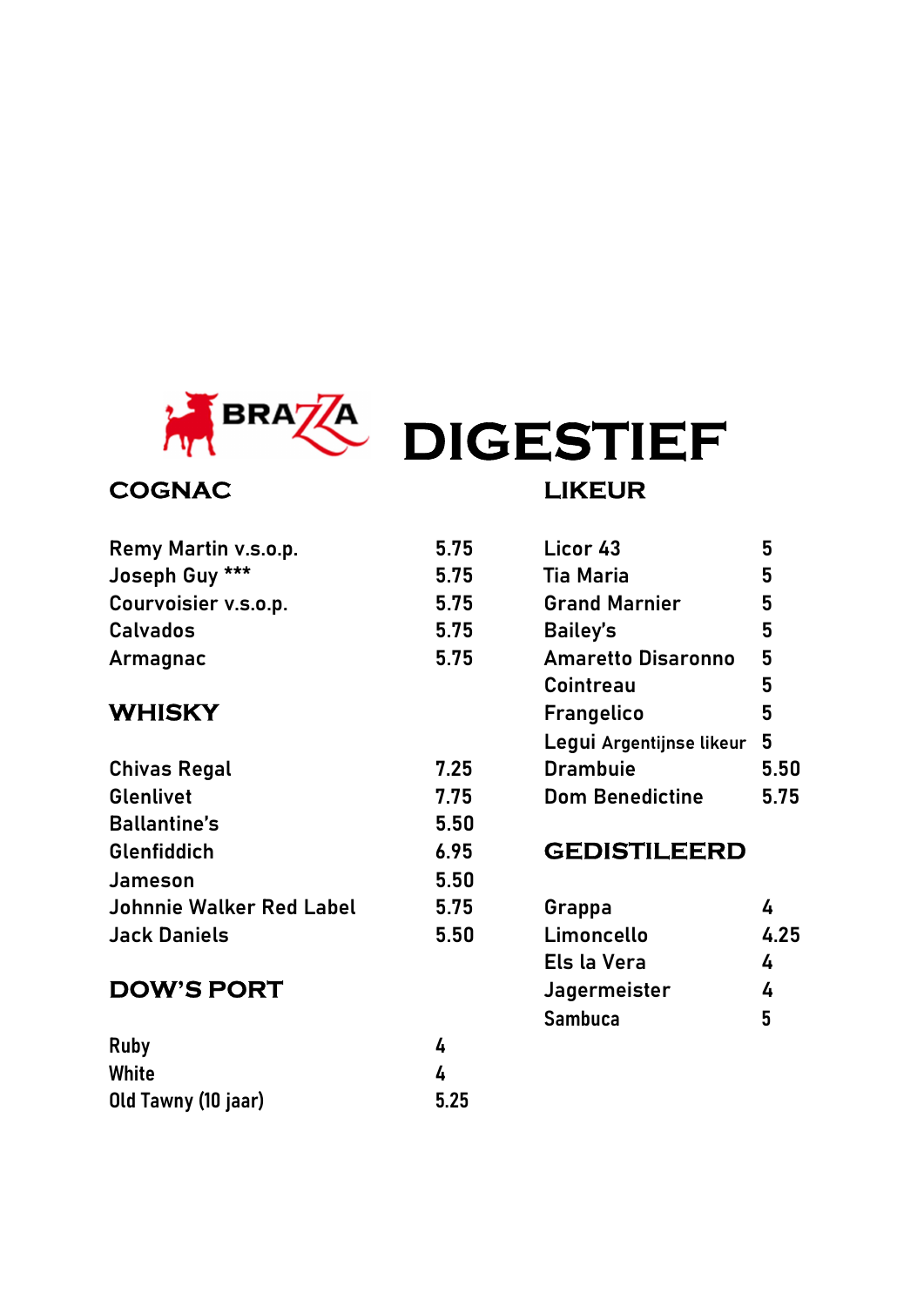BRAZZA

# DIGESTIEF

## COGNAC

| | |
|---|---|
| Remy Martin v.s.o.p. | 5.75 |
| Joseph Guy *** | 5.75 |
| Courvoisier v.s.o.p. | 5.75 |
| Calvados | 5.75 |
| Armagnac | 5.75 |

## WHISKY

| | |
|---|---|
| Chivas Regal | 7.25 |
| Glenlivet | 7.75 |
| Ballantine's | 5.50 |
| Glenfiddich | 6.95 |
| Jameson | 5.50 |
| Johnnie Walker Red Label | 5.75 |
| Jack Daniels | 5.50 |

## DOW'S PORT

| | |
|---|---|
| Ruby | 4 |
| White | 4 |
| Old Tawny (10 jaar) | 5.25 |

## LIKEUR

| | |
|---|---|
| Licor 43 | 5 |
| Tia Maria | 5 |
| Grand Marnier | 5 |
| Bailey's | 5 |
| Amaretto Disaronno | 5 |
| Cointreau | 5 |
| Frangelico | 5 |
| Legui Argentijnse likeur | 5 |
| Drambuie | 5.50 |
| Dom Benedictine | 5.75 |

## GEDISTILEERD

| | |
|---|---|
| Grappa | 4 |
| Limoncello | 4.25 |
| Els la Vera | 4 |
| Jagermeister | 4 |
| Sambuca | 5 |